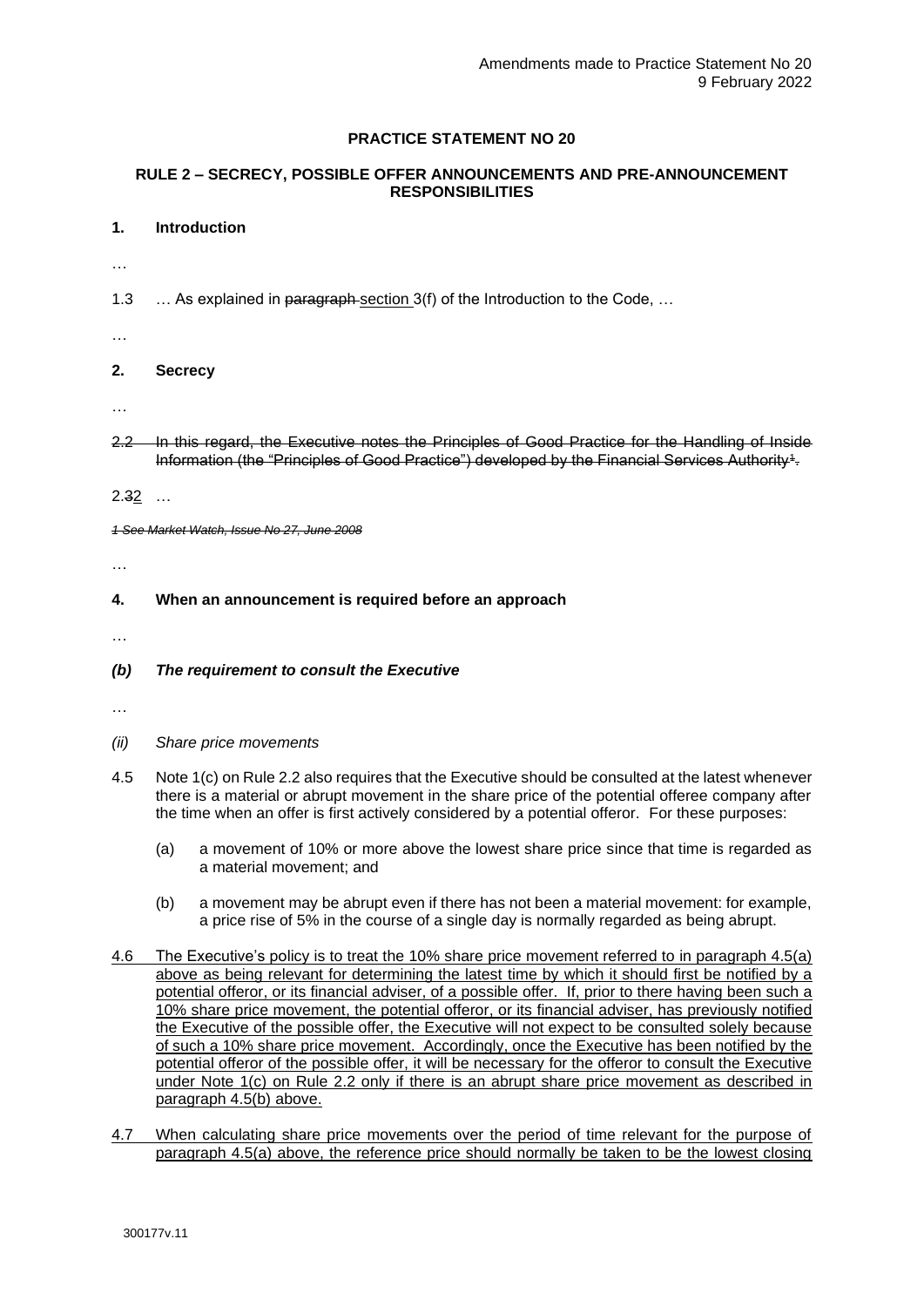Amendments made to Practice Statement No 20
9 February 2022

# PRACTICE STATEMENT NO 20

## RULE 2 – SECRECY, POSSIBLE OFFER ANNOUNCEMENTS AND PRE-ANNOUNCEMENT RESPONSIBILITIES

### 1. Introduction

…

1.3 … As explained in ~~paragraph~~ section 3(f) of the Introduction to the Code, …

…

### 2. Secrecy

…

~~2.2 In this regard, the Executive notes the Principles of Good Practice for the Handling of Inside Information (the "Principles of Good Practice") developed by the Financial Services Authority[1].~~

2.~~3~~2 …

~~*1 See Market Watch, Issue No 27, June 2008*~~

…

### 4. When an announcement is required before an approach

…

#### *(b) The requirement to consult the Executive*

…

*(ii) Share price movements*

4.5 Note 1(c) on Rule 2.2 also requires that the Executive should be consulted at the latest whenever there is a material or abrupt movement in the share price of the potential offeree company after the time when an offer is first actively considered by a potential offeror. For these purposes:

(a) a movement of 10% or more above the lowest share price since that time is regarded as a material movement; and

(b) a movement may be abrupt even if there has not been a material movement: for example, a price rise of 5% in the course of a single day is normally regarded as being abrupt.

<u>4.6 The Executive's policy is to treat the 10% share price movement referred to in paragraph 4.5(a) above as being relevant for determining the latest time by which it should first be notified by a potential offeror, or its financial adviser, of a possible offer. If, prior to there having been such a 10% share price movement, the potential offeror, or its financial adviser, has previously notified the Executive of the possible offer, the Executive will not expect to be consulted solely because of such a 10% share price movement. Accordingly, once the Executive has been notified by the potential offeror of the possible offer, it will be necessary for the offeror to consult the Executive under Note 1(c) on Rule 2.2 only if there is an abrupt share price movement as described in paragraph 4.5(b) above.</u>

<u>4.7 When calculating share price movements over the period of time relevant for the purpose of paragraph 4.5(a) above, the reference price should normally be taken to be the lowest closing</u>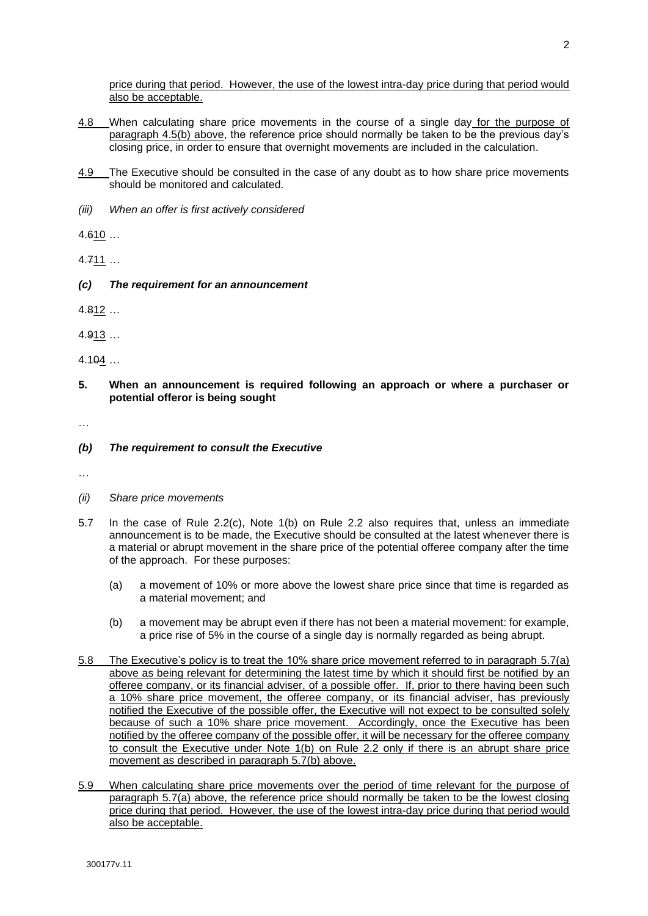price during that period. However, the use of the lowest intra-day price during that period would also be acceptable.

4.8 When calculating share price movements in the course of a single day for the purpose of paragraph 4.5(b) above, the reference price should normally be taken to be the previous day's closing price, in order to ensure that overnight movements are included in the calculation.

4.9 The Executive should be consulted in the case of any doubt as to how share price movements should be monitored and calculated.

*(iii) When an offer is first actively considered*

4.610 …

4.711 …

***(c) The requirement for an announcement***

4.812 …

4.913 …

4.104 …

**5. When an announcement is required following an approach or where a purchaser or potential offeror is being sought**

…

***(b) The requirement to consult the Executive***

…

*(ii) Share price movements*

5.7 In the case of Rule 2.2(c), Note 1(b) on Rule 2.2 also requires that, unless an immediate announcement is to be made, the Executive should be consulted at the latest whenever there is a material or abrupt movement in the share price of the potential offeree company after the time of the approach. For these purposes:

(a) a movement of 10% or more above the lowest share price since that time is regarded as a material movement; and

(b) a movement may be abrupt even if there has not been a material movement: for example, a price rise of 5% in the course of a single day is normally regarded as being abrupt.

5.8 The Executive's policy is to treat the 10% share price movement referred to in paragraph 5.7(a) above as being relevant for determining the latest time by which it should first be notified by an offeree company, or its financial adviser, of a possible offer. If, prior to there having been such a 10% share price movement, the offeree company, or its financial adviser, has previously notified the Executive of the possible offer, the Executive will not expect to be consulted solely because of such a 10% share price movement. Accordingly, once the Executive has been notified by the offeree company of the possible offer, it will be necessary for the offeree company to consult the Executive under Note 1(b) on Rule 2.2 only if there is an abrupt share price movement as described in paragraph 5.7(b) above.

5.9 When calculating share price movements over the period of time relevant for the purpose of paragraph 5.7(a) above, the reference price should normally be taken to be the lowest closing price during that period. However, the use of the lowest intra-day price during that period would also be acceptable.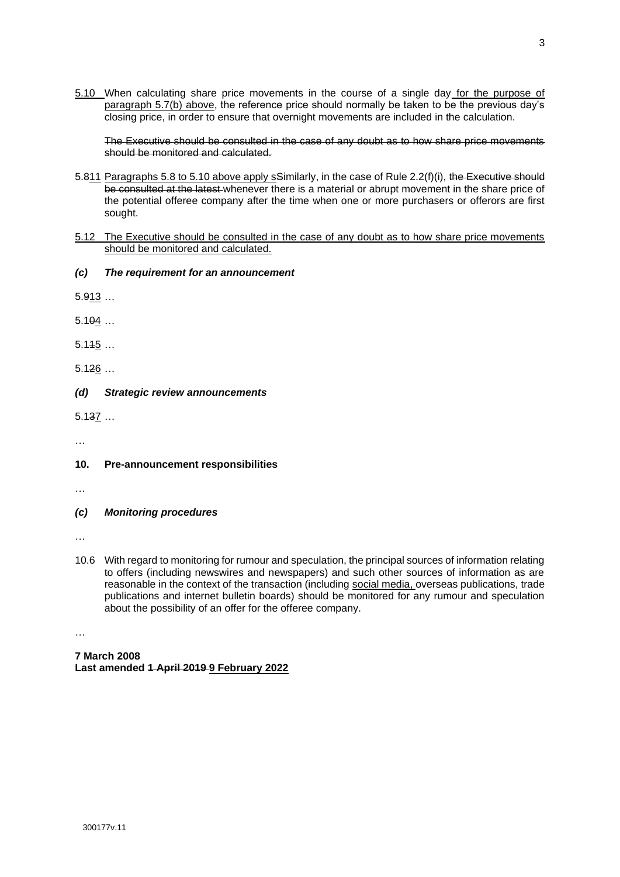<u>5.10</u> When calculating share price movements in the course of a single day<u> for the purpose of paragraph 5.7(b) above</u>, the reference price should normally be taken to be the previous day's closing price, in order to ensure that overnight movements are included in the calculation.

~~The Executive should be consulted in the case of any doubt as to how share price movements should be monitored and calculated.~~

5.~~8~~<u>11</u> <u>Paragraphs 5.8 to 5.10 above apply s</u>~~S~~imilarly, in the case of Rule 2.2(f)(i), ~~the Executive should be consulted at the latest~~ whenever there is a material or abrupt movement in the share price of the potential offeree company after the time when one or more purchasers or offerors are first sought.

<u>5.12 The Executive should be consulted in the case of any doubt as to how share price movements should be monitored and calculated.</u>

***(c) The requirement for an announcement***

5.~~9~~<u>13</u> …

5.1~~0~~<u>4</u> …

5.1~~1~~<u>5</u> …

5.1~~2~~<u>6</u> …

***(d) Strategic review announcements***

5.1~~3~~<u>7</u> …

…

**10. Pre-announcement responsibilities**

…

***(c) Monitoring procedures***

…

10.6 With regard to monitoring for rumour and speculation, the principal sources of information relating to offers (including newswires and newspapers) and such other sources of information as are reasonable in the context of the transaction (including <u>social media, </u>overseas publications, trade publications and internet bulletin boards) should be monitored for any rumour and speculation about the possibility of an offer for the offeree company.

…

**7 March 2008**
**Last amended ~~1 April 2019~~ <u>9 February 2022</u>**